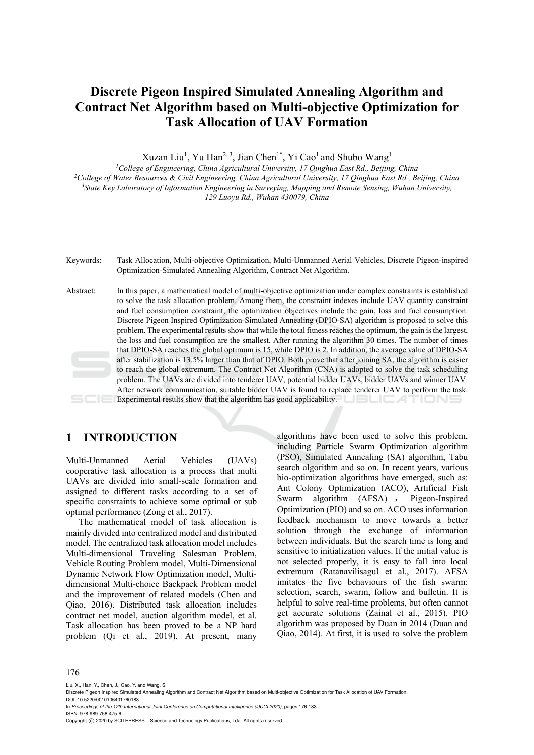# Discrete Pigeon Inspired Simulated Annealing Algorithm and Contract Net Algorithm based on Multi-objective Optimization for Task Allocation of UAV Formation

Xuzan Liu[1], Yu Han[2,3], Jian Chen[1*], Yi Cao[1] and Shubo Wang[1]

[1]*College of Engineering, China Agricultural University, 17 Qinghua East Rd., Beijing, China*
[2]*College of Water Resources & Civil Engineering, China Agricultural University, 17 Qinghua East Rd., Beijing, China*
[3]*State Key Laboratory of Information Engineering in Surveying, Mapping and Remote Sensing, Wuhan University, 129 Luoyu Rd., Wuhan 430079, China*

Keywords: Task Allocation, Multi-objective Optimization, Multi-Unmanned Aerial Vehicles, Discrete Pigeon-inspired Optimization-Simulated Annealing Algorithm, Contract Net Algorithm.

Abstract: In this paper, a mathematical model of multi-objective optimization under complex constraints is established to solve the task allocation problem. Among them, the constraint indexes include UAV quantity constraint and fuel consumption constraint; the optimization objectives include the gain, loss and fuel consumption. Discrete Pigeon Inspired Optimization-Simulated Annealing (DPIO-SA) algorithm is proposed to solve this problem. The experimental results show that while the total fitness reaches the optimum, the gain is the largest, the loss and fuel consumption are the smallest. After running the algorithm 30 times. The number of times that DPIO-SA reaches the global optimum is 15, while DPIO is 2. In addition, the average value of DPIO-SA after stabilization is 13.5% larger than that of DPIO. Both prove that after joining SA, the algorithm is easier to reach the global extremum. The Contract Net Algorithm (CNA) is adopted to solve the task scheduling problem. The UAVs are divided into tenderer UAV, potential bidder UAVs, bidder UAVs and winner UAV. After network communication, suitable bidder UAV is found to replace tenderer UAV to perform the task. Experimental results show that the algorithm has good applicability.

## 1 INTRODUCTION

Multi-Unmanned Aerial Vehicles (UAVs) cooperative task allocation is a process that multi UAVs are divided into small-scale formation and assigned to different tasks according to a set of specific constraints to achieve some optimal or sub optimal performance (Zong et al., 2017).

The mathematical model of task allocation is mainly divided into centralized model and distributed model. The centralized task allocation model includes Multi-dimensional Traveling Salesman Problem, Vehicle Routing Problem model, Multi-Dimensional Dynamic Network Flow Optimization model, Multi-dimensional Multi-choice Backpack Problem model and the improvement of related models (Chen and Qiao, 2016). Distributed task allocation includes contract net model, auction algorithm model, et al. Task allocation has been proved to be a NP hard problem (Qi et al., 2019). At present, many algorithms have been used to solve this problem, including Particle Swarm Optimization algorithm (PSO), Simulated Annealing (SA) algorithm, Tabu search algorithm and so on. In recent years, various bio-optimization algorithms have emerged, such as: Ant Colony Optimization (ACO), Artificial Fish Swarm algorithm (AFSA), Pigeon-Inspired Optimization (PIO) and so on. ACO uses information feedback mechanism to move towards a better solution through the exchange of information between individuals. But the search time is long and sensitive to initialization values. If the initial value is not selected properly, it is easy to fall into local extremum (Ratanavilisagul et al., 2017). AFSA imitates the five behaviours of the fish swarm: selection, search, swarm, follow and bulletin. It is helpful to solve real-time problems, but often cannot get accurate solutions (Zainal et al., 2015). PIO algorithm was proposed by Duan in 2014 (Duan and Qiao, 2014). At first, it is used to solve the problem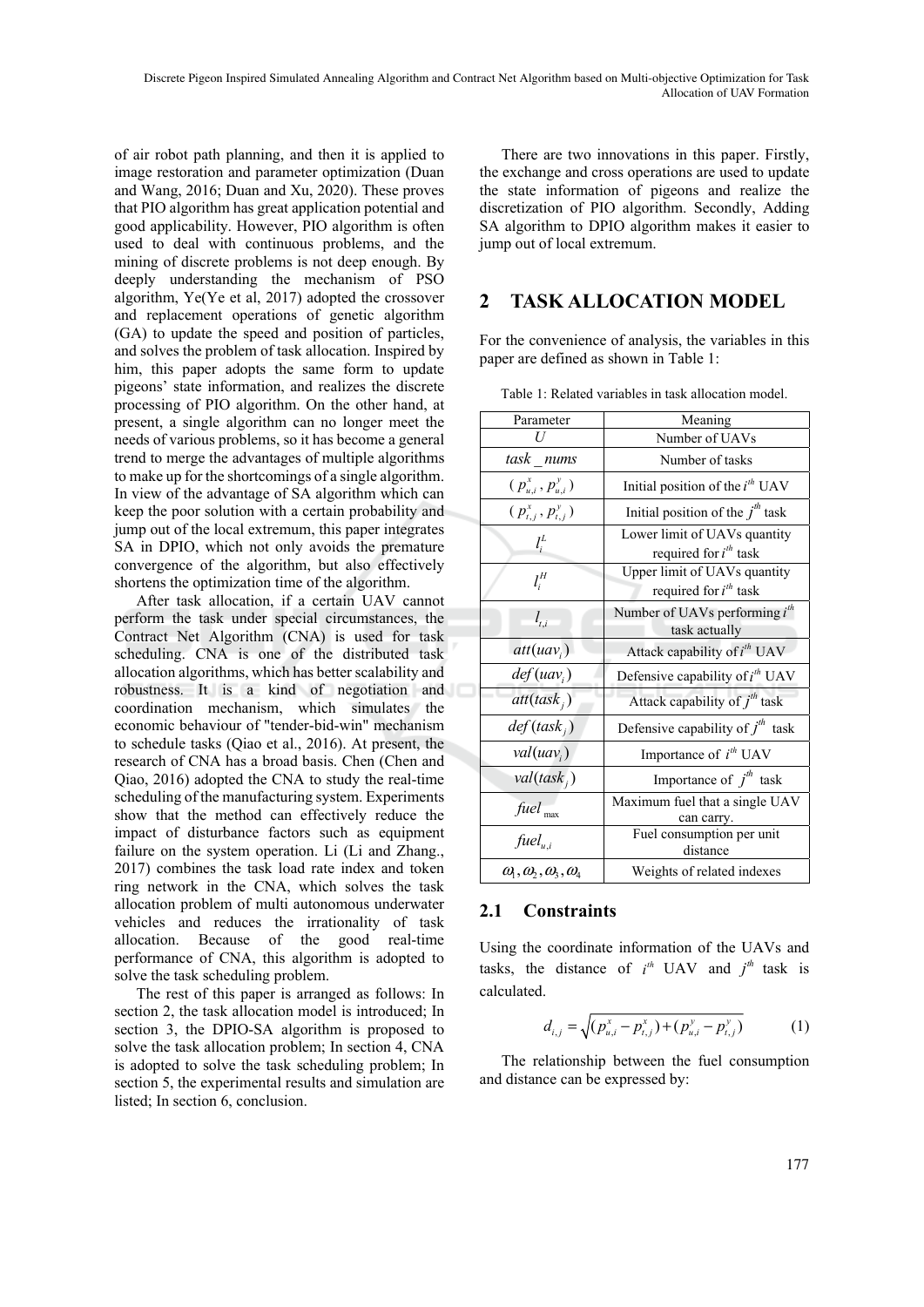of air robot path planning, and then it is applied to image restoration and parameter optimization (Duan and Wang, 2016; Duan and Xu, 2020). These proves that PIO algorithm has great application potential and good applicability. However, PIO algorithm is often used to deal with continuous problems, and the mining of discrete problems is not deep enough. By deeply understanding the mechanism of PSO algorithm, Ye(Ye et al, 2017) adopted the crossover and replacement operations of genetic algorithm (GA) to update the speed and position of particles, and solves the problem of task allocation. Inspired by him, this paper adopts the same form to update pigeons' state information, and realizes the discrete processing of PIO algorithm. On the other hand, at present, a single algorithm can no longer meet the needs of various problems, so it has become a general trend to merge the advantages of multiple algorithms to make up for the shortcomings of a single algorithm. In view of the advantage of SA algorithm which can keep the poor solution with a certain probability and jump out of the local extremum, this paper integrates SA in DPIO, which not only avoids the premature convergence of the algorithm, but also effectively shortens the optimization time of the algorithm.

After task allocation, if a certain UAV cannot perform the task under special circumstances, the Contract Net Algorithm (CNA) is used for task scheduling. CNA is one of the distributed task allocation algorithms, which has better scalability and robustness. It is a kind of negotiation and coordination mechanism, which simulates the economic behaviour of "tender-bid-win" mechanism to schedule tasks (Qiao et al., 2016). At present, the research of CNA has a broad basis. Chen (Chen and Qiao, 2016) adopted the CNA to study the real-time scheduling of the manufacturing system. Experiments show that the method can effectively reduce the impact of disturbance factors such as equipment failure on the system operation. Li (Li and Zhang., 2017) combines the task load rate index and token ring network in the CNA, which solves the task allocation problem of multi autonomous underwater vehicles and reduces the irrationality of task allocation. Because of the good real-time performance of CNA, this algorithm is adopted to solve the task scheduling problem.

The rest of this paper is arranged as follows: In section 2, the task allocation model is introduced; In section 3, the DPIO-SA algorithm is proposed to solve the task allocation problem; In section 4, CNA is adopted to solve the task scheduling problem; In section 5, the experimental results and simulation are listed; In section 6, conclusion.

There are two innovations in this paper. Firstly, the exchange and cross operations are used to update the state information of pigeons and realize the discretization of PIO algorithm. Secondly, Adding SA algorithm to DPIO algorithm makes it easier to jump out of local extremum.

# 2 TASK ALLOCATION MODEL

For the convenience of analysis, the variables in this paper are defined as shown in Table 1:

Table 1: Related variables in task allocation model.

| Parameter | Meaning |
| --- | --- |
| $U$ | Number of UAVs |
| $task\_nums$ | Number of tasks |
| $(p_{u,i}^x, p_{u,i}^y)$ | Initial position of the $i^{th}$ UAV |
| $(p_{t,j}^x, p_{t,j}^y)$ | Initial position of the $j^{th}$ task |
| $l_i^L$ | Lower limit of UAVs quantity required for $i^{th}$ task |
| $l_i^H$ | Upper limit of UAVs quantity required for $i^{th}$ task |
| $l_{t,i}$ | Number of UAVs performing $i^{th}$ task actually |
| $att(uav_i)$ | Attack capability of $i^{th}$ UAV |
| $def(uav_i)$ | Defensive capability of $i^{th}$ UAV |
| $att(task_j)$ | Attack capability of $j^{th}$ task |
| $def(task_j)$ | Defensive capability of $j^{th}$ task |
| $val(uav_i)$ | Importance of $i^{th}$ UAV |
| $val(task_j)$ | Importance of $j^{th}$ task |
| $fuel_{\max}$ | Maximum fuel that a single UAV can carry. |
| $fuel_{u,i}$ | Fuel consumption per unit distance |
| $\omega_1, \omega_2, \omega_3, \omega_4$ | Weights of related indexes |

## 2.1 Constraints

Using the coordinate information of the UAVs and tasks, the distance of $i^{th}$ UAV and $j^{th}$ task is calculated.

$$d_{i,j} = \sqrt{(p_{u,i}^x - p_{t,j}^x) + (p_{u,i}^y - p_{t,j}^y)} \tag{1}$$

The relationship between the fuel consumption and distance can be expressed by: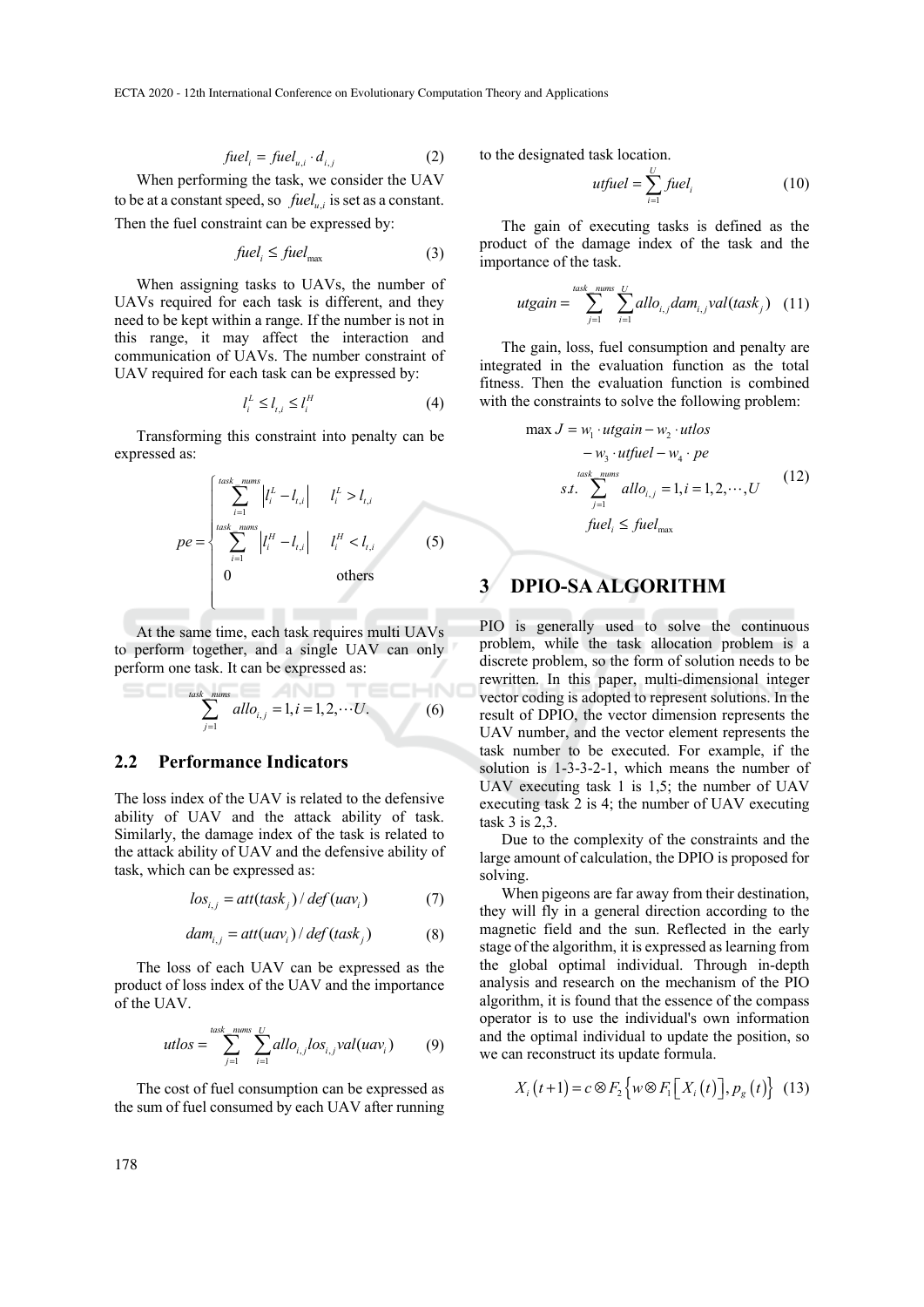$$fuel_i = fuel_{u,i} \cdot d_{i,j} \tag{2}$$

When performing the task, we consider the UAV to be at a constant speed, so $fuel_{u,i}$ is set as a constant. Then the fuel constraint can be expressed by:

$$fuel_i \le fuel_{\max} \tag{3}$$

When assigning tasks to UAVs, the number of UAVs required for each task is different, and they need to be kept within a range. If the number is not in this range, it may affect the interaction and communication of UAVs. The number constraint of UAV required for each task can be expressed by:

$$l_i^L \le l_{t,i} \le l_i^H \tag{4}$$

Transforming this constraint into penalty can be expressed as:

$$pe = \begin{cases} \sum_{i=1}^{task\_nums} \left| l_i^L - l_{t,i} \right| & l_i^L > l_{t,i} \\ \sum_{i=1}^{task\_nums} \left| l_i^H - l_{t,i} \right| & l_i^H < l_{t,i} \\ 0 & \text{others} \end{cases} \tag{5}$$

At the same time, each task requires multi UAVs to perform together, and a single UAV can only perform one task. It can be expressed as:

$$\sum_{j=1}^{task\_nums} allo_{i,j} = 1, i = 1,2,\cdots U. \tag{6}$$

## 2.2 Performance Indicators

The loss index of the UAV is related to the defensive ability of UAV and the attack ability of task. Similarly, the damage index of the task is related to the attack ability of UAV and the defensive ability of task, which can be expressed as:

$$los_{i,j} = att(task_j) / def(uav_i) \tag{7}$$

$$dam_{i,j} = att(uav_i) / def(task_j) \tag{8}$$

The loss of each UAV can be expressed as the product of loss index of the UAV and the importance of the UAV.

$$utlos = \sum_{j=1}^{task\_nums} \sum_{i=1}^{U} allo_{i,j} los_{i,j} val(uav_i) \tag{9}$$

The cost of fuel consumption can be expressed as the sum of fuel consumed by each UAV after running to the designated task location.

$$utfuel = \sum_{i=1}^{U} fuel_i \tag{10}$$

The gain of executing tasks is defined as the product of the damage index of the task and the importance of the task.

$$utgain = \sum_{j=1}^{task\_nums} \sum_{i=1}^{U} allo_{i,j} dam_{i,j} val(task_j) \tag{11}$$

The gain, loss, fuel consumption and penalty are integrated in the evaluation function as the total fitness. Then the evaluation function is combined with the constraints to solve the following problem:

$$\begin{aligned} \max J = {} & w_1 \cdot utgain - w_2 \cdot utlos \\ & - w_3 \cdot utfuel - w_4 \cdot pe \\ s.t. & \sum_{j=1}^{task\_nums} allo_{i,j} = 1, i = 1,2,\cdots,U \\ & fuel_i \le fuel_{\max} \end{aligned} \tag{12}$$

# 3 DPIO-SA ALGORITHM

PIO is generally used to solve the continuous problem, while the task allocation problem is a discrete problem, so the form of solution needs to be rewritten. In this paper, multi-dimensional integer vector coding is adopted to represent solutions. In the result of DPIO, the vector dimension represents the UAV number, and the vector element represents the task number to be executed. For example, if the solution is 1-3-3-2-1, which means the number of UAV executing task 1 is 1,5; the number of UAV executing task 2 is 4; the number of UAV executing task 3 is 2,3.

Due to the complexity of the constraints and the large amount of calculation, the DPIO is proposed for solving.

When pigeons are far away from their destination, they will fly in a general direction according to the magnetic field and the sun. Reflected in the early stage of the algorithm, it is expressed as learning from the global optimal individual. Through in-depth analysis and research on the mechanism of the PIO algorithm, it is found that the essence of the compass operator is to use the individual's own information and the optimal individual to update the position, so we can reconstruct its update formula.

$$X_i(t+1) = c \otimes F_2 \left\{ w \otimes F_1 \left[ X_i(t) \right], p_g(t) \right\} \tag{13}$$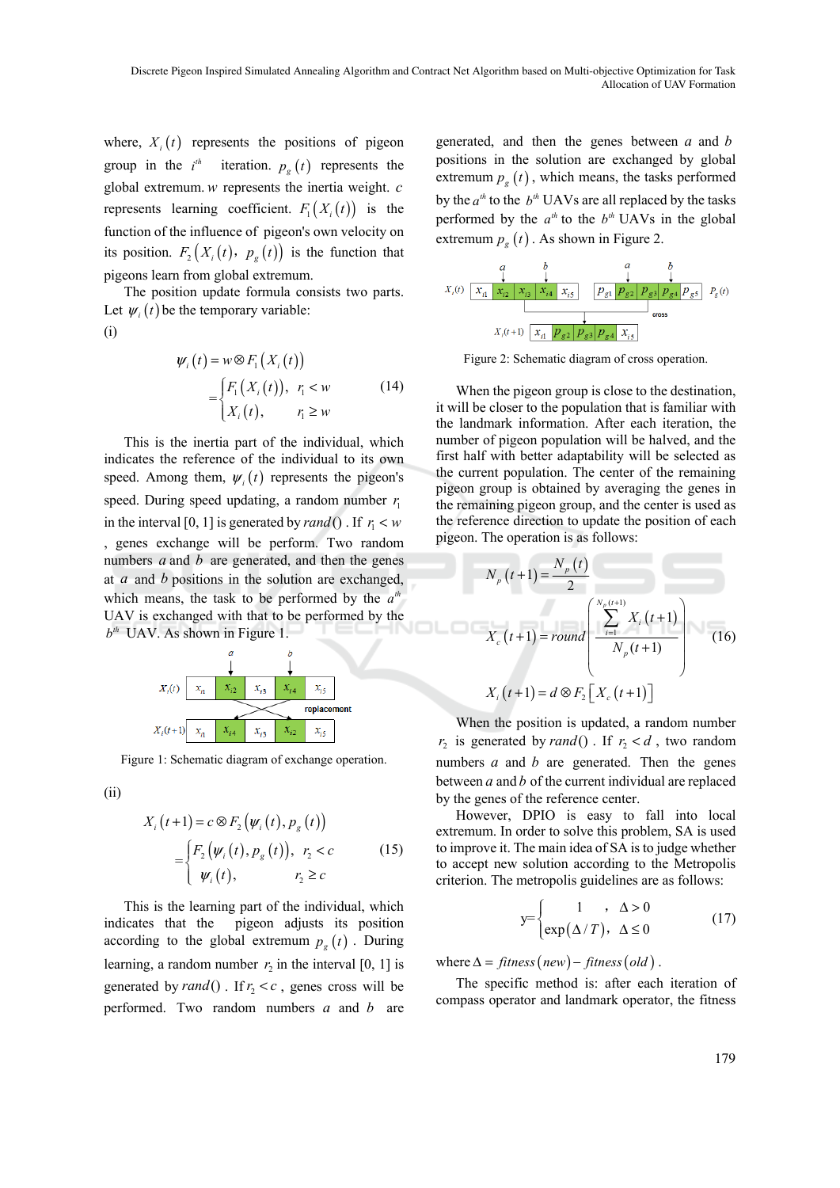where, $X_i(t)$ represents the positions of pigeon group in the $i^{th}$ iteration. $p_g(t)$ represents the global extremum. $w$ represents the inertia weight. $c$ represents learning coefficient. $F_1(X_i(t))$ is the function of the influence of pigeon's own velocity on its position. $F_2(X_i(t),\ p_g(t))$ is the function that pigeons learn from global extremum.

The position update formula consists two parts. Let $\psi_i(t)$ be the temporary variable:

(i)

$$\psi_i(t) = w \otimes F_1(X_i(t)) = \begin{cases} F_1(X_i(t)), & r_1 < w \\ X_i(t), & r_1 \geq w \end{cases} \tag{14}$$

This is the inertia part of the individual, which indicates the reference of the individual to its own speed. Among them, $\psi_i(t)$ represents the pigeon's speed. During speed updating, a random number $r_1$ in the interval [0, 1] is generated by $rand()$. If $r_1 < w$, genes exchange will be perform. Two random numbers $a$ and $b$ are generated, and then the genes at $a$ and $b$ positions in the solution are exchanged, which means, the task to be performed by the $a^{th}$ UAV is exchanged with that to be performed by the $b^{th}$ UAV. As shown in Figure 1.

Figure 1: Schematic diagram of exchange operation.

(ii)

$$X_i(t+1) = c \otimes F_2(\psi_i(t), p_g(t)) = \begin{cases} F_2(\psi_i(t), p_g(t)), & r_2 < c \\ \psi_i(t), & r_2 \geq c \end{cases} \tag{15}$$

This is the learning part of the individual, which indicates that the pigeon adjusts its position according to the global extremum $p_g(t)$. During learning, a random number $r_2$ in the interval [0, 1] is generated by $rand()$. If $r_2 < c$, genes cross will be performed. Two random numbers $a$ and $b$ are generated, and then the genes between $a$ and $b$ positions in the solution are exchanged by global extremum $p_g(t)$, which means, the tasks performed by the $a^{th}$ to the $b^{th}$ UAVs are all replaced by the tasks performed by the $a^{th}$ to the $b^{th}$ UAVs in the global extremum $p_g(t)$. As shown in Figure 2.

Figure 2: Schematic diagram of cross operation.

When the pigeon group is close to the destination, it will be closer to the population that is familiar with the landmark information. After each iteration, the number of pigeon population will be halved, and the first half with better adaptability will be selected as the current population. The center of the remaining pigeon group is obtained by averaging the genes in the remaining pigeon group, and the center is used as the reference direction to update the position of each pigeon. The operation is as follows:

$$\begin{aligned} N_p(t+1) &= \frac{N_p(t)}{2} \\ X_c(t+1) &= round\left(\frac{\sum_{i=1}^{N_p(t+1)} X_i(t+1)}{N_p(t+1)}\right) \\ X_i(t+1) &= d \otimes F_2\left[X_c(t+1)\right] \end{aligned} \tag{16}$$

When the position is updated, a random number $r_2$ is generated by $rand()$. If $r_2 < d$, two random numbers $a$ and $b$ are generated. Then the genes between $a$ and $b$ of the current individual are replaced by the genes of the reference center.

However, DPIO is easy to fall into local extremum. In order to solve this problem, SA is used to improve it. The main idea of SA is to judge whether to accept new solution according to the Metropolis criterion. The metropolis guidelines are as follows:

$$y = \begin{cases} 1, & \Delta > 0 \\ \exp(\Delta / T), & \Delta \leq 0 \end{cases} \tag{17}$$

where $\Delta = fitness(new) - fitness(old)$.

The specific method is: after each iteration of compass operator and landmark operator, the fitness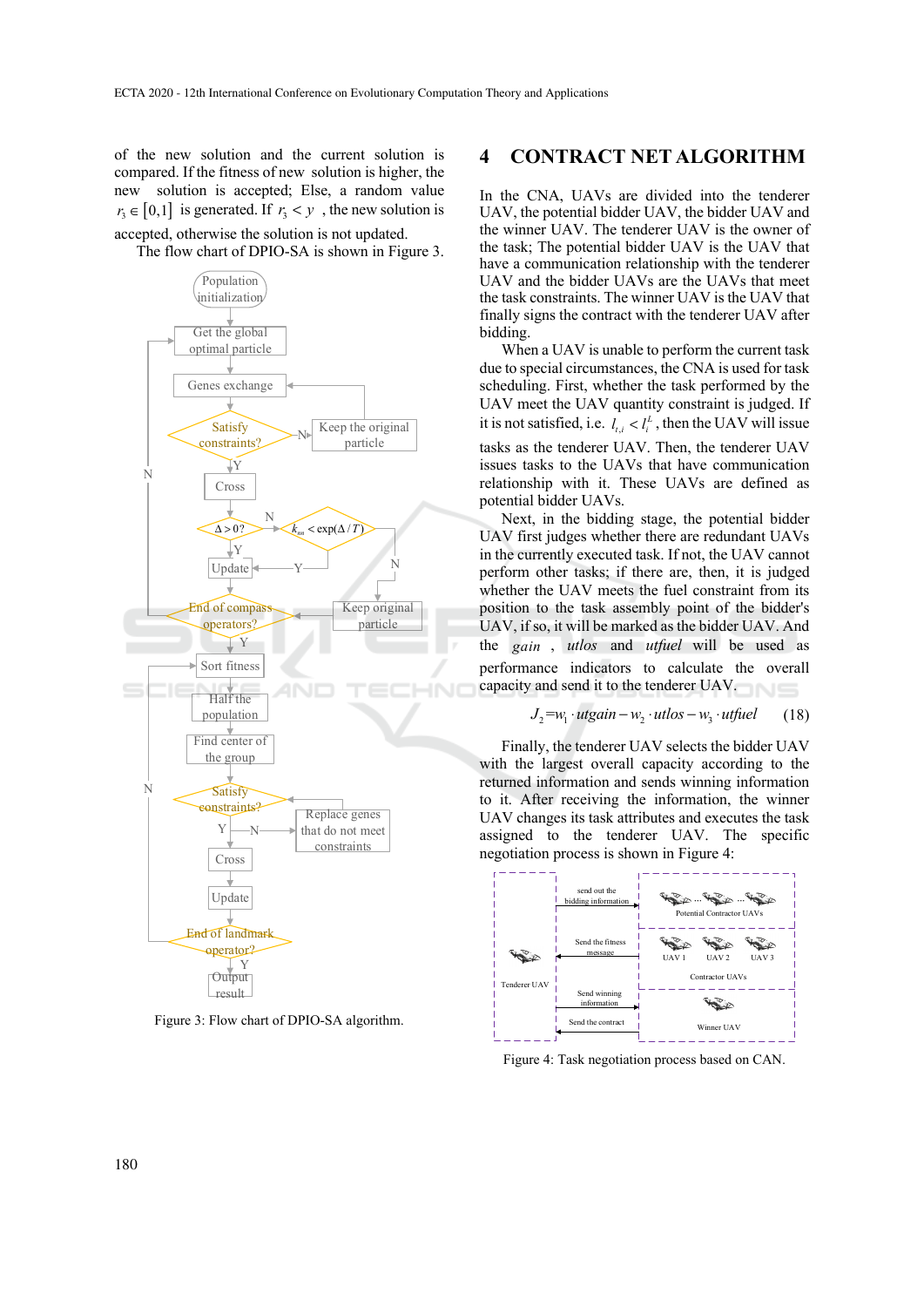of the new solution and the current solution is compared. If the fitness of new solution is higher, the new solution is accepted; Else, a random value $r_3 \in [0,1]$ is generated. If $r_3 < y$, the new solution is accepted, otherwise the solution is not updated.

The flow chart of DPIO-SA is shown in Figure 3.

Figure 3: Flow chart of DPIO-SA algorithm.

# 4 CONTRACT NET ALGORITHM

In the CNA, UAVs are divided into the tenderer UAV, the potential bidder UAV, the bidder UAV and the winner UAV. The tenderer UAV is the owner of the task; The potential bidder UAV is the UAV that have a communication relationship with the tenderer UAV and the bidder UAVs are the UAVs that meet the task constraints. The winner UAV is the UAV that finally signs the contract with the tenderer UAV after bidding.

When a UAV is unable to perform the current task due to special circumstances, the CNA is used for task scheduling. First, whether the task performed by the UAV meet the UAV quantity constraint is judged. If it is not satisfied, i.e. $l_{t,i} < l_i^L$, then the UAV will issue tasks as the tenderer UAV. Then, the tenderer UAV issues tasks to the UAVs that have communication relationship with it. These UAVs are defined as potential bidder UAVs.

Next, in the bidding stage, the potential bidder UAV first judges whether there are redundant UAVs in the currently executed task. If not, the UAV cannot perform other tasks; if there are, then, it is judged whether the UAV meets the fuel constraint from its position to the task assembly point of the bidder's UAV, if so, it will be marked as the bidder UAV. And the $gain$, $utlos$ and $utfuel$ will be used as performance indicators to calculate the overall capacity and send it to the tenderer UAV.

$$J_2 = w_1 \cdot utgain - w_2 \cdot utlos - w_3 \cdot utfuel \qquad (18)$$

Finally, the tenderer UAV selects the bidder UAV with the largest overall capacity according to the returned information and sends winning information to it. After receiving the information, the winner UAV changes its task attributes and executes the task assigned to the tenderer UAV. The specific negotiation process is shown in Figure 4:

Figure 4: Task negotiation process based on CAN.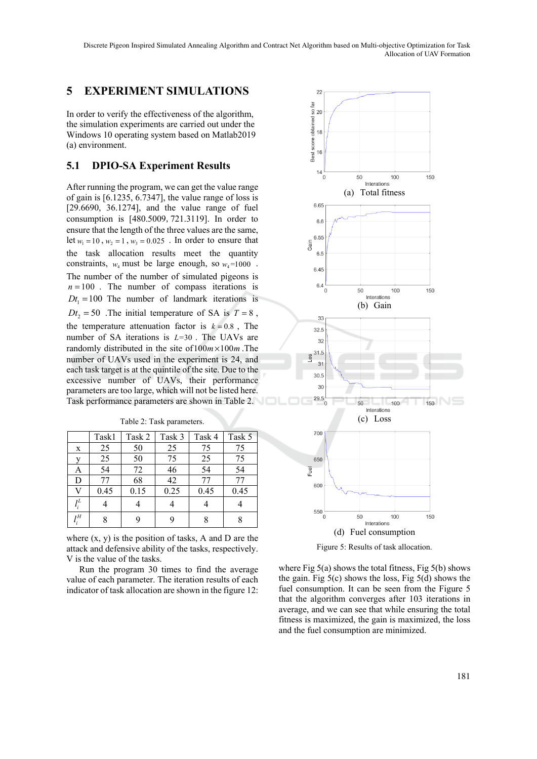## 5 EXPERIMENT SIMULATIONS

In order to verify the effectiveness of the algorithm, the simulation experiments are carried out under the Windows 10 operating system based on Matlab2019 (a) environment.

### 5.1 DPIO-SA Experiment Results

After running the program, we can get the value range of gain is [6.1235, 6.7347], the value range of loss is [29.6690, 36.1274], and the value range of fuel consumption is [480.5009, 721.3119]. In order to ensure that the length of the three values are the same, let $w_1 = 10$, $w_2 = 1$, $w_3 = 0.025$. In order to ensure that the task allocation results meet the quantity constraints, $w_4$ must be large enough, so $w_4 = 1000$. The number of the number of simulated pigeons is $n = 100$. The number of compass iterations is $Dt_1 = 100$ The number of landmark iterations is $Dt_2 = 50$ .The initial temperature of SA is $T = 8$, the temperature attenuation factor is $k = 0.8$, The number of SA iterations is $L$=30. The UAVs are randomly distributed in the site of $100m \times 100m$ .The number of UAVs used in the experiment is 24, and each task target is at the quintile of the site. Due to the excessive number of UAVs, their performance parameters are too large, which will not be listed here. Task performance parameters are shown in Table 2.

Table 2: Task parameters.

| | Task1 | Task 2 | Task 3 | Task 4 | Task 5 |
|---|---|---|---|---|---|
| x | 25 | 50 | 25 | 75 | 75 |
| y | 25 | 50 | 75 | 25 | 75 |
| A | 54 | 72 | 46 | 54 | 54 |
| D | 77 | 68 | 42 | 77 | 77 |
| V | 0.45 | 0.15 | 0.25 | 0.45 | 0.45 |
| $l_i^L$ | 4 | 4 | 4 | 4 | 4 |
| $l_i^H$ | 8 | 9 | 9 | 8 | 8 |

where (x, y) is the position of tasks, A and D are the attack and defensive ability of the tasks, respectively. V is the value of the tasks.

Run the program 30 times to find the average value of each parameter. The iteration results of each indicator of task allocation are shown in the figure 12:

(a) Total fitness

(b) Gain

(c) Loss

(d) Fuel consumption

Figure 5: Results of task allocation.

where Fig 5(a) shows the total fitness, Fig 5(b) shows the gain. Fig 5(c) shows the loss, Fig 5(d) shows the fuel consumption. It can be seen from the Figure 5 that the algorithm converges after 103 iterations in average, and we can see that while ensuring the total fitness is maximized, the gain is maximized, the loss and the fuel consumption are minimized.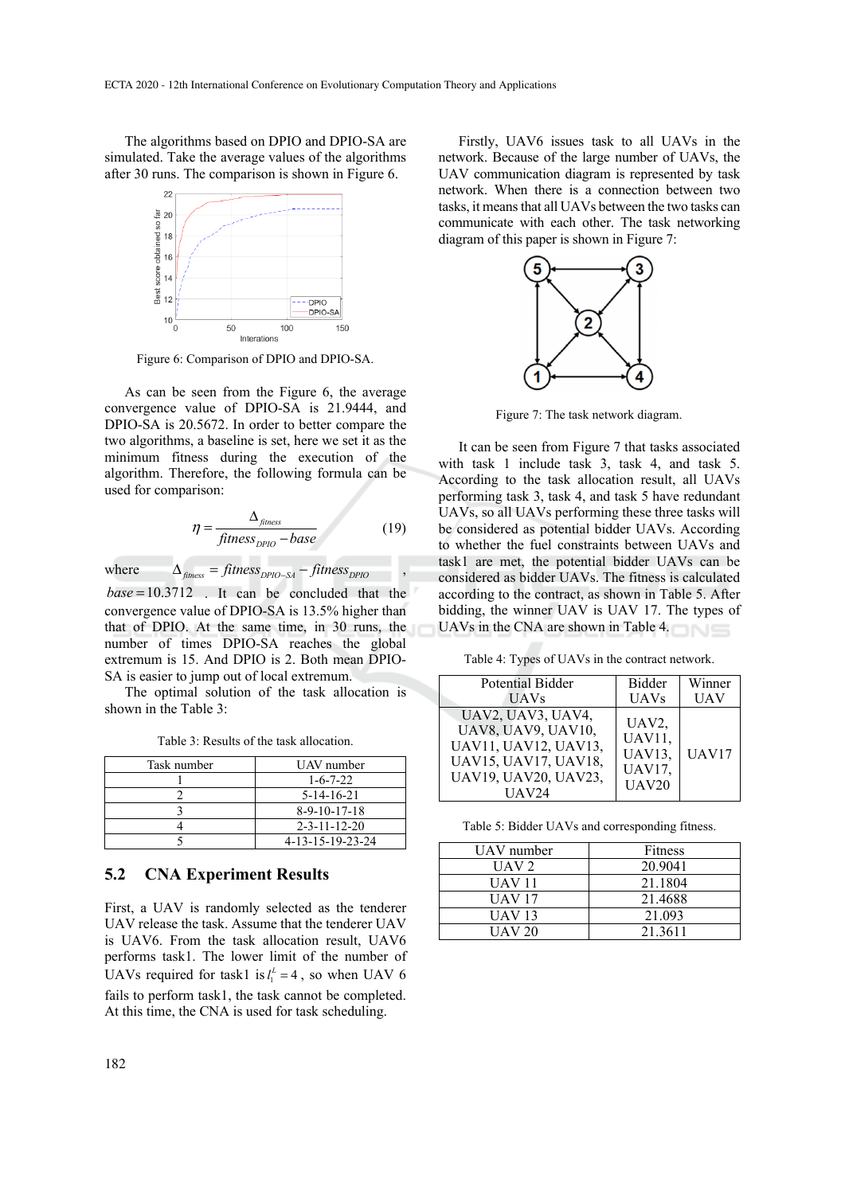The algorithms based on DPIO and DPIO-SA are simulated. Take the average values of the algorithms after 30 runs. The comparison is shown in Figure 6.

Figure 6: Comparison of DPIO and DPIO-SA.

As can be seen from the Figure 6, the average convergence value of DPIO-SA is 21.9444, and DPIO-SA is 20.5672. In order to better compare the two algorithms, a baseline is set, here we set it as the minimum fitness during the execution of the algorithm. Therefore, the following formula can be used for comparison:

$$\eta = \frac{\Delta_{fitness}}{fitness_{DPIO} - base} \tag{19}$$

where $\Delta_{fitness} = fitness_{DPIO-SA} - fitness_{DPIO}$, $base = 10.3712$. It can be concluded that the convergence value of DPIO-SA is 13.5% higher than that of DPIO. At the same time, in 30 runs, the number of times DPIO-SA reaches the global extremum is 15. And DPIO is 2. Both mean DPIO-SA is easier to jump out of local extremum.

The optimal solution of the task allocation is shown in the Table 3:

Table 3: Results of the task allocation.

| Task number | UAV number |
|---|---|
| 1 | 1-6-7-22 |
| 2 | 5-14-16-21 |
| 3 | 8-9-10-17-18 |
| 4 | 2-3-11-12-20 |
| 5 | 4-13-15-19-23-24 |

## 5.2 CNA Experiment Results

First, a UAV is randomly selected as the tenderer UAV release the task. Assume that the tenderer UAV is UAV6. From the task allocation result, UAV6 performs task1. The lower limit of the number of UAVs required for task1 is $l_1^L = 4$, so when UAV 6 fails to perform task1, the task cannot be completed. At this time, the CNA is used for task scheduling.

Firstly, UAV6 issues task to all UAVs in the network. Because of the large number of UAVs, the UAV communication diagram is represented by task network. When there is a connection between two tasks, it means that all UAVs between the two tasks can communicate with each other. The task networking diagram of this paper is shown in Figure 7:

Figure 7: The task network diagram.

It can be seen from Figure 7 that tasks associated with task 1 include task 3, task 4, and task 5. According to the task allocation result, all UAVs performing task 3, task 4, and task 5 have redundant UAVs, so all UAVs performing these three tasks will be considered as potential bidder UAVs. According to whether the fuel constraints between UAVs and task1 are met, the potential bidder UAVs can be considered as bidder UAVs. The fitness is calculated according to the contract, as shown in Table 5. After bidding, the winner UAV is UAV 17. The types of UAVs in the CNA are shown in Table 4.

Table 4: Types of UAVs in the contract network.

| Potential Bidder UAVs | Bidder UAVs | Winner UAV |
|---|---|---|
| UAV2, UAV3, UAV4, UAV8, UAV9, UAV10, UAV11, UAV12, UAV13, UAV15, UAV17, UAV18, UAV19, UAV20, UAV23, UAV24 | UAV2, UAV11, UAV13, UAV17, UAV20 | UAV17 |

Table 5: Bidder UAVs and corresponding fitness.

| UAV number | Fitness |
|---|---|
| UAV 2 | 20.9041 |
| UAV 11 | 21.1804 |
| UAV 17 | 21.4688 |
| UAV 13 | 21.093 |
| UAV 20 | 21.3611 |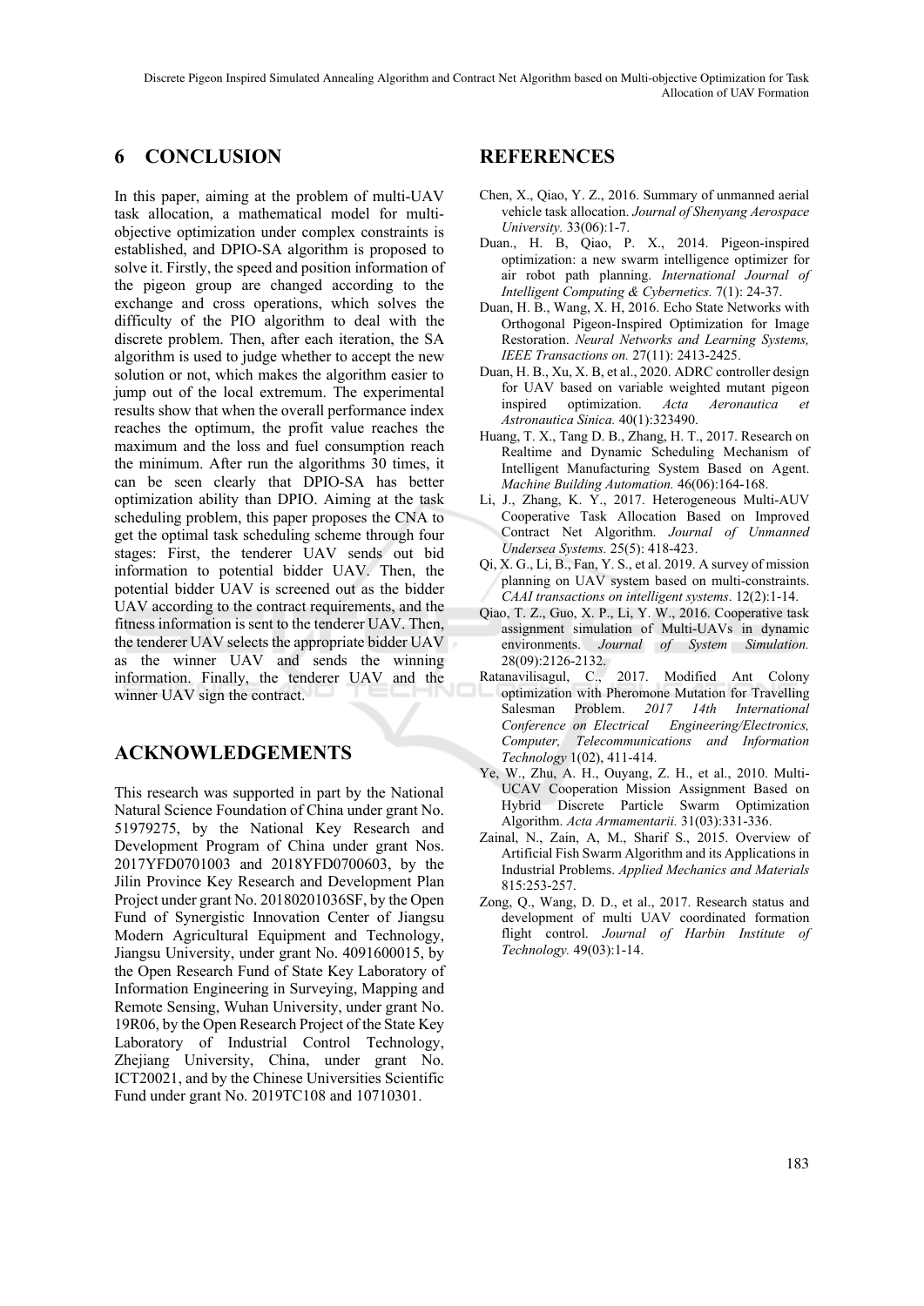## 6 CONCLUSION

In this paper, aiming at the problem of multi-UAV task allocation, a mathematical model for multi-objective optimization under complex constraints is established, and DPIO-SA algorithm is proposed to solve it. Firstly, the speed and position information of the pigeon group are changed according to the exchange and cross operations, which solves the difficulty of the PIO algorithm to deal with the discrete problem. Then, after each iteration, the SA algorithm is used to judge whether to accept the new solution or not, which makes the algorithm easier to jump out of the local extremum. The experimental results show that when the overall performance index reaches the optimum, the profit value reaches the maximum and the loss and fuel consumption reach the minimum. After run the algorithms 30 times, it can be seen clearly that DPIO-SA has better optimization ability than DPIO. Aiming at the task scheduling problem, this paper proposes the CNA to get the optimal task scheduling scheme through four stages: First, the tenderer UAV sends out bid information to potential bidder UAV. Then, the potential bidder UAV is screened out as the bidder UAV according to the contract requirements, and the fitness information is sent to the tenderer UAV. Then, the tenderer UAV selects the appropriate bidder UAV as the winner UAV and sends the winning information. Finally, the tenderer UAV and the winner UAV sign the contract.

## ACKNOWLEDGEMENTS

This research was supported in part by the National Natural Science Foundation of China under grant No. 51979275, by the National Key Research and Development Program of China under grant Nos. 2017YFD0701003 and 2018YFD0700603, by the Jilin Province Key Research and Development Plan Project under grant No. 20180201036SF, by the Open Fund of Synergistic Innovation Center of Jiangsu Modern Agricultural Equipment and Technology, Jiangsu University, under grant No. 4091600015, by the Open Research Fund of State Key Laboratory of Information Engineering in Surveying, Mapping and Remote Sensing, Wuhan University, under grant No. 19R06, by the Open Research Project of the State Key Laboratory of Industrial Control Technology, Zhejiang University, China, under grant No. ICT20021, and by the Chinese Universities Scientific Fund under grant No. 2019TC108 and 10710301.

## REFERENCES

Chen, X., Qiao, Y. Z., 2016. Summary of unmanned aerial vehicle task allocation. *Journal of Shenyang Aerospace University.* 33(06):1-7.

Duan., H. B, Qiao, P. X., 2014. Pigeon-inspired optimization: a new swarm intelligence optimizer for air robot path planning. *International Journal of Intelligent Computing & Cybernetics.* 7(1): 24-37.

Duan, H. B., Wang, X. H, 2016. Echo State Networks with Orthogonal Pigeon-Inspired Optimization for Image Restoration. *Neural Networks and Learning Systems, IEEE Transactions on.* 27(11): 2413-2425.

Duan, H. B., Xu, X. B, et al., 2020. ADRC controller design for UAV based on variable weighted mutant pigeon inspired optimization. *Acta Aeronautica et Astronautica Sinica.* 40(1):323490.

Huang, T. X., Tang D. B., Zhang, H. T., 2017. Research on Realtime and Dynamic Scheduling Mechanism of Intelligent Manufacturing System Based on Agent. *Machine Building Automation.* 46(06):164-168.

Li, J., Zhang, K. Y., 2017. Heterogeneous Multi-AUV Cooperative Task Allocation Based on Improved Contract Net Algorithm. *Journal of Unmanned Undersea Systems.* 25(5): 418-423.

Qi, X. G., Li, B., Fan, Y. S., et al. 2019. A survey of mission planning on UAV system based on multi-constraints. *CAAI transactions on intelligent systems*. 12(2):1-14.

Qiao, T. Z., Guo, X. P., Li, Y. W., 2016. Cooperative task assignment simulation of Multi-UAVs in dynamic environments. *Journal of System Simulation.* 28(09):2126-2132.

Ratanavilisagul, C., 2017. Modified Ant Colony optimization with Pheromone Mutation for Travelling Salesman Problem. *2017 14th International Conference on Electrical Engineering/Electronics, Computer, Telecommunications and Information Technology* 1(02), 411-414.

Ye, W., Zhu, A. H., Ouyang, Z. H., et al., 2010. Multi-UCAV Cooperation Mission Assignment Based on Hybrid Discrete Particle Swarm Optimization Algorithm. *Acta Armamentarii.* 31(03):331-336.

Zainal, N., Zain, A, M., Sharif S., 2015. Overview of Artificial Fish Swarm Algorithm and its Applications in Industrial Problems. *Applied Mechanics and Materials* 815:253-257.

Zong, Q., Wang, D. D., et al., 2017. Research status and development of multi UAV coordinated formation flight control. *Journal of Harbin Institute of Technology.* 49(03):1-14.